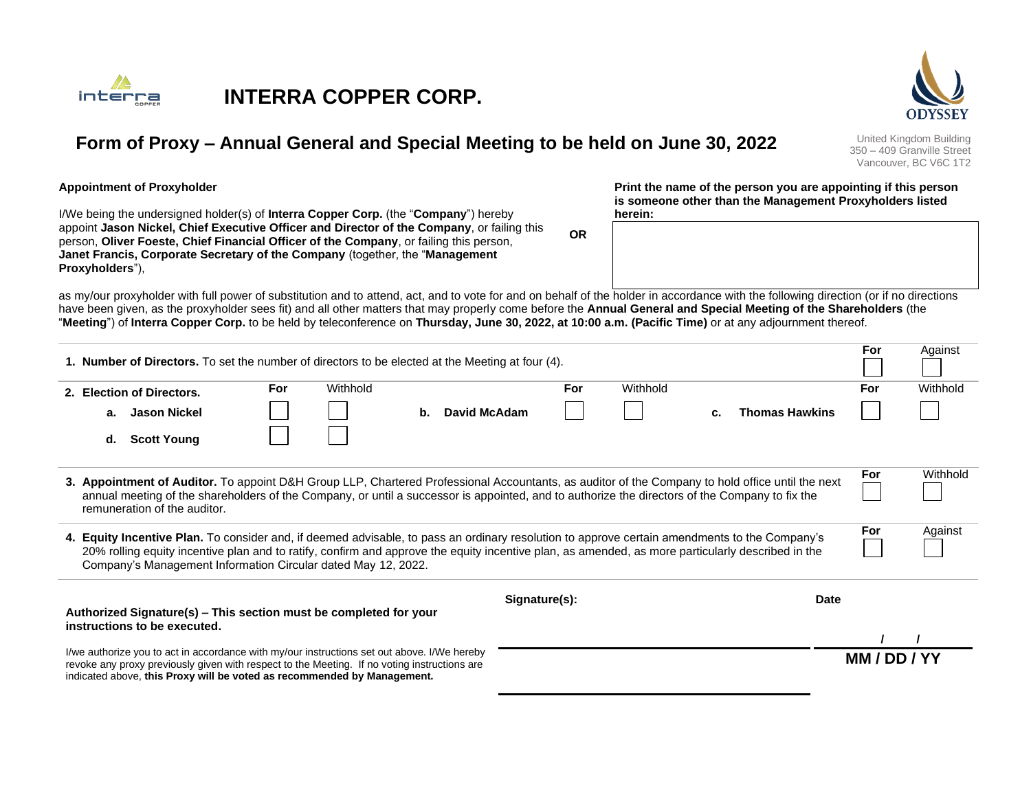# INTERRA COPPER CORP.

## Form of Proxy – Annual General and Special Meeting to be held on June 30, 2022

United Kingdom Building
350 – 409 Granville Street
Vancouver, BC V6C 1T2

**Appointment of Proxyholder**

I/We being the undersigned holder(s) of **Interra Copper Corp.** (the "**Company**") hereby appoint **Jason Nickel, Chief Executive Officer and Director of the Company**, or failing this person, **Oliver Foeste, Chief Financial Officer of the Company**, or failing this person, **Janet Francis, Corporate Secretary of the Company** (together, the "**Management Proxyholders**"),

**OR**

**Print the name of the person you are appointing if this person is someone other than the Management Proxyholders listed herein:**

as my/our proxyholder with full power of substitution and to attend, act, and to vote for and on behalf of the holder in accordance with the following direction (or if no directions have been given, as the proxyholder sees fit) and all other matters that may properly come before the **Annual General and Special Meeting of the Shareholders** (the "**Meeting**") of **Interra Copper Corp.** to be held by teleconference on **Thursday, June 30, 2022, at 10:00 a.m. (Pacific Time)** or at any adjournment thereof.

| | For | Against |
|---|---|---|
| **1. Number of Directors.** To set the number of directors to be elected at the Meeting at four (4). | ☐ | ☐ |

**2. Election of Directors.**

| | For | Withhold |
|---|---|---|
| a. **Jason Nickel** | ☐ | ☐ |
| b. **David McAdam** | ☐ | ☐ |
| c. **Thomas Hawkins** | ☐ | ☐ |
| d. **Scott Young** | ☐ | ☐ |

| | For | Withhold |
|---|---|---|
| **3. Appointment of Auditor.** To appoint D&H Group LLP, Chartered Professional Accountants, as auditor of the Company to hold office until the next annual meeting of the shareholders of the Company, or until a successor is appointed, and to authorize the directors of the Company to fix the remuneration of the auditor. | ☐ | ☐ |

| | For | Against |
|---|---|---|
| **4. Equity Incentive Plan.** To consider and, if deemed advisable, to pass an ordinary resolution to approve certain amendments to the Company's 20% rolling equity incentive plan and to ratify, confirm and approve the equity incentive plan, as amended, as more particularly described in the Company's Management Information Circular dated May 12, 2022. | ☐ | ☐ |

**Authorized Signature(s) – This section must be completed for your instructions to be executed.**

I/we authorize you to act in accordance with my/our instructions set out above. I/We hereby revoke any proxy previously given with respect to the Meeting. If no voting instructions are indicated above, **this Proxy will be voted as recommended by Management.**

**Signature(s):** ______________________

**Date** ___ / ___ / ___
**MM / DD / YY**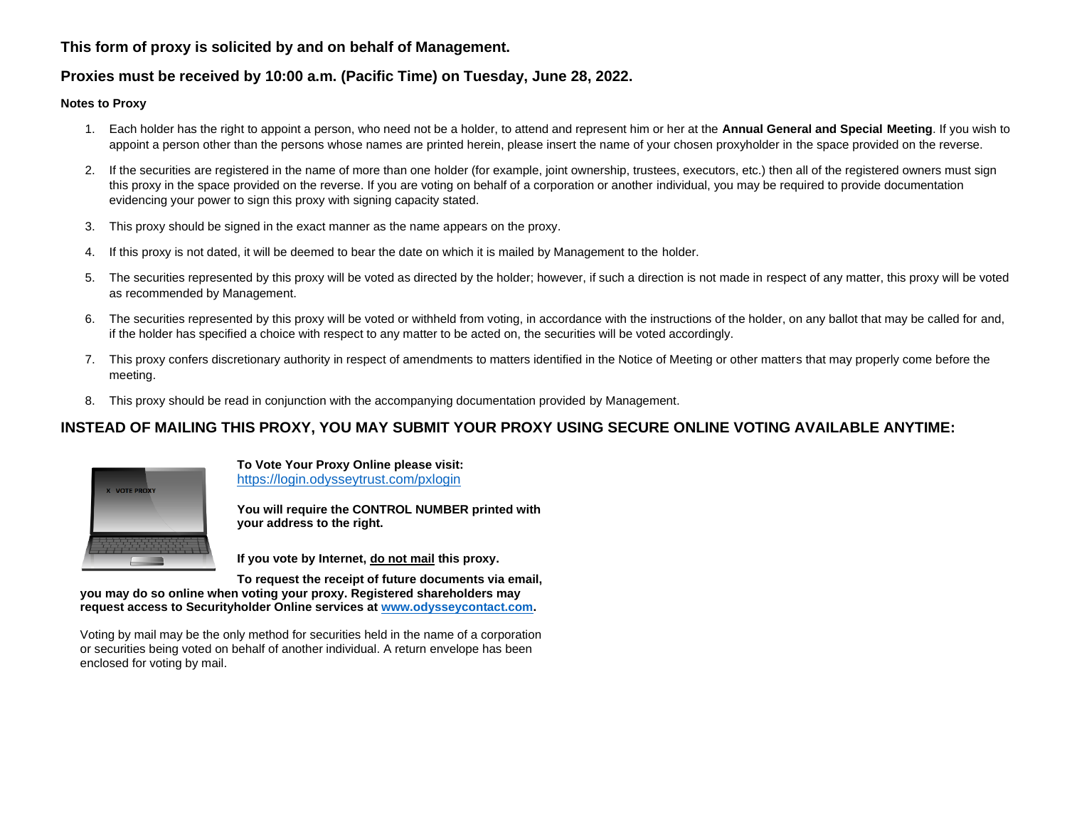**This form of proxy is solicited by and on behalf of Management.**

**Proxies must be received by 10:00 a.m. (Pacific Time) on Tuesday, June 28, 2022.**

**Notes to Proxy**

1. Each holder has the right to appoint a person, who need not be a holder, to attend and represent him or her at the **Annual General and Special Meeting**. If you wish to appoint a person other than the persons whose names are printed herein, please insert the name of your chosen proxyholder in the space provided on the reverse.
2. If the securities are registered in the name of more than one holder (for example, joint ownership, trustees, executors, etc.) then all of the registered owners must sign this proxy in the space provided on the reverse. If you are voting on behalf of a corporation or another individual, you may be required to provide documentation evidencing your power to sign this proxy with signing capacity stated.
3. This proxy should be signed in the exact manner as the name appears on the proxy.
4. If this proxy is not dated, it will be deemed to bear the date on which it is mailed by Management to the holder.
5. The securities represented by this proxy will be voted as directed by the holder; however, if such a direction is not made in respect of any matter, this proxy will be voted as recommended by Management.
6. The securities represented by this proxy will be voted or withheld from voting, in accordance with the instructions of the holder, on any ballot that may be called for and, if the holder has specified a choice with respect to any matter to be acted on, the securities will be voted accordingly.
7. This proxy confers discretionary authority in respect of amendments to matters identified in the Notice of Meeting or other matters that may properly come before the meeting.
8. This proxy should be read in conjunction with the accompanying documentation provided by Management.

## INSTEAD OF MAILING THIS PROXY, YOU MAY SUBMIT YOUR PROXY USING SECURE ONLINE VOTING AVAILABLE ANYTIME:

X VOTE PROXY

**To Vote Your Proxy Online please visit:**
https://login.odysseytrust.com/pxlogin

**You will require the CONTROL NUMBER printed with your address to the right.**

**If you vote by Internet, do not mail this proxy.**

**To request the receipt of future documents via email, you may do so online when voting your proxy. Registered shareholders may request access to Securityholder Online services at www.odysseycontact.com.**

Voting by mail may be the only method for securities held in the name of a corporation or securities being voted on behalf of another individual. A return envelope has been enclosed for voting by mail.